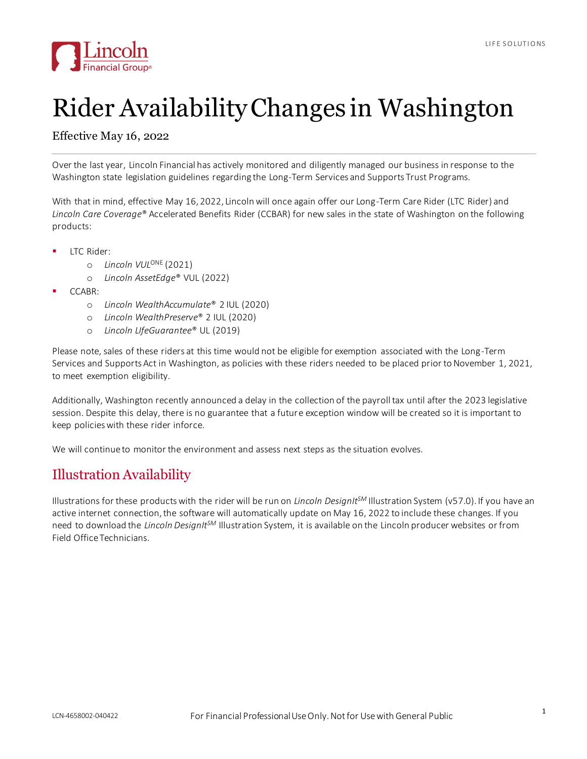# Rider Availability Changes in Washington

Effective May 16, 2022

Over the last year, Lincoln Financial has actively monitored and diligently managed our business in response to the Washington state legislation guidelines regarding the Long-Term Services and Supports Trust Programs.

With that in mind, effective May 16, 2022, Lincoln will once again offer our Long-Term Care Rider (LTC Rider) and *Lincoln Care Coverage*® Accelerated Benefits Rider (CCBAR) for new sales in the state of Washington on the following products:

- LTC Rider:
  - *Lincoln VUL*ONE (2021)
  - *Lincoln AssetEdge*® VUL (2022)
- CCABR:
  - *Lincoln WealthAccumulate*® 2 IUL (2020)
  - *Lincoln WealthPreserve*® 2 IUL (2020)
  - *Lincoln LIfeGuarantee*® UL (2019)

Please note, sales of these riders at this time would not be eligible for exemption associated with the Long-Term Services and Supports Act in Washington, as policies with these riders needed to be placed prior to November 1, 2021, to meet exemption eligibility.

Additionally, Washington recently announced a delay in the collection of the payroll tax until after the 2023 legislative session. Despite this delay, there is no guarantee that a future exception window will be created so it is important to keep policies with these rider inforce.

We will continue to monitor the environment and assess next steps as the situation evolves.

## Illustration Availability

Illustrations for these products with the rider will be run on *Lincoln DesignIt*SM Illustration System (v57.0). If you have an active internet connection, the software will automatically update on May 16, 2022 to include these changes. If you need to download the *Lincoln DesignIt*SM Illustration System, it is available on the Lincoln producer websites or from Field Office Technicians.

LCN-4658002-040422

For Financial Professional Use Only. Not for Use with General Public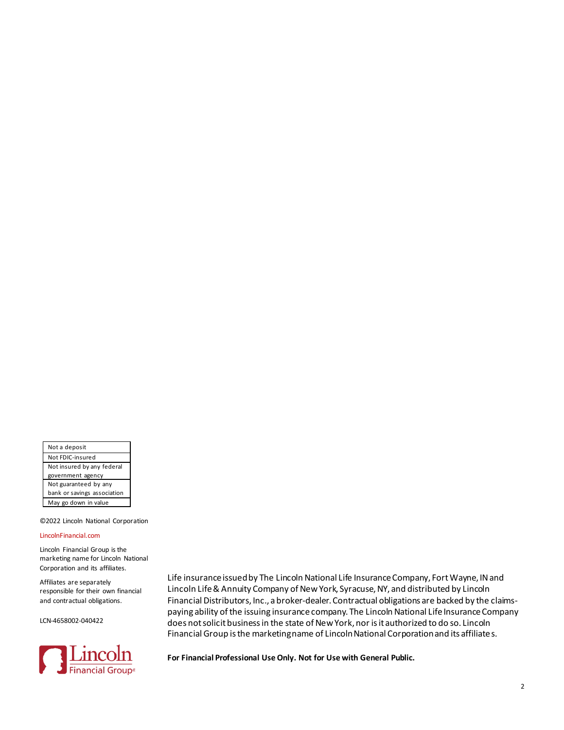| |
|---|
| Not a deposit |
| Not FDIC-insured |
| Not insured by any federal government agency |
| Not guaranteed by any bank or savings association |
| May go down in value |

©2022 Lincoln National Corporation

LincolnFinancial.com

Lincoln Financial Group is the marketing name for Lincoln National Corporation and its affiliates.

Affiliates are separately responsible for their own financial and contractual obligations.

LCN-4658002-040422

Lincoln Financial Group®

Life insurance issued by The Lincoln National Life Insurance Company, Fort Wayne, IN and Lincoln Life & Annuity Company of New York, Syracuse, NY, and distributed by Lincoln Financial Distributors, Inc., a broker-dealer. Contractual obligations are backed by the claims-paying ability of the issuing insurance company. The Lincoln National Life Insurance Company does not solicit business in the state of New York, nor is it authorized to do so. Lincoln Financial Group is the marketing name of Lincoln National Corporation and its affiliates.

**For Financial Professional Use Only. Not for Use with General Public.**